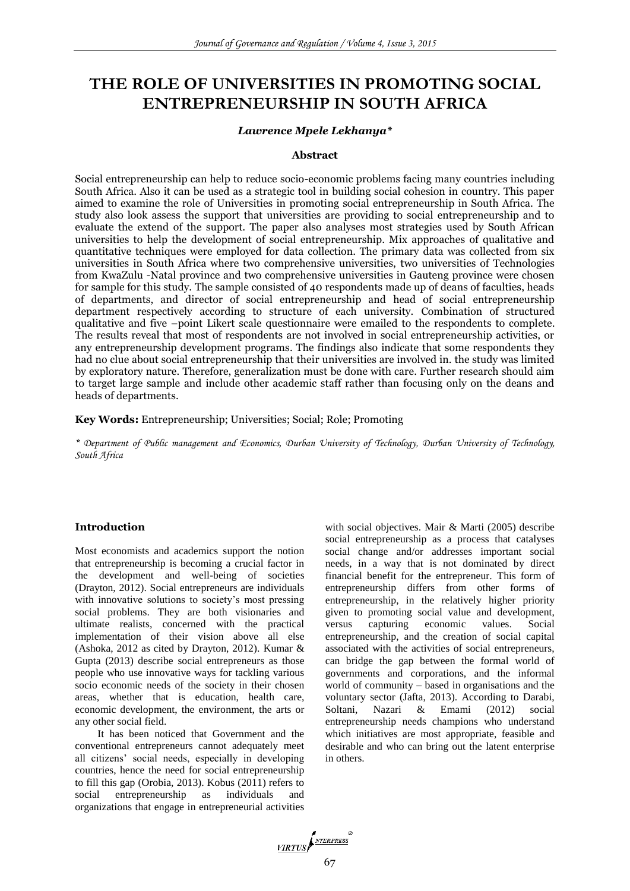# THE ROLE OF UNIVERSITIES IN PROMOTING SOCIAL ENTREPRENEURSHIP IN SOUTH AFRICA

***Lawrence Mpele Lekhanya****

### Abstract

Social entrepreneurship can help to reduce socio-economic problems facing many countries including South Africa. Also it can be used as a strategic tool in building social cohesion in country. This paper aimed to examine the role of Universities in promoting social entrepreneurship in South Africa. The study also look assess the support that universities are providing to social entrepreneurship and to evaluate the extend of the support. The paper also analyses most strategies used by South African universities to help the development of social entrepreneurship. Mix approaches of qualitative and quantitative techniques were employed for data collection. The primary data was collected from six universities in South Africa where two comprehensive universities, two universities of Technologies from KwaZulu -Natal province and two comprehensive universities in Gauteng province were chosen for sample for this study. The sample consisted of 40 respondents made up of deans of faculties, heads of departments, and director of social entrepreneurship and head of social entrepreneurship department respectively according to structure of each university. Combination of structured qualitative and five –point Likert scale questionnaire were emailed to the respondents to complete. The results reveal that most of respondents are not involved in social entrepreneurship activities, or any entrepreneurship development programs. The findings also indicate that some respondents they had no clue about social entrepreneurship that their universities are involved in. the study was limited by exploratory nature. Therefore, generalization must be done with care. Further research should aim to target large sample and include other academic staff rather than focusing only on the deans and heads of departments.

**Key Words:** Entrepreneurship; Universities; Social; Role; Promoting

*\* Department of Public management and Economics, Durban University of Technology, Durban University of Technology, South Africa*

### Introduction

Most economists and academics support the notion that entrepreneurship is becoming a crucial factor in the development and well-being of societies (Drayton, 2012). Social entrepreneurs are individuals with innovative solutions to society's most pressing social problems. They are both visionaries and ultimate realists, concerned with the practical implementation of their vision above all else (Ashoka, 2012 as cited by Drayton, 2012). Kumar & Gupta (2013) describe social entrepreneurs as those people who use innovative ways for tackling various socio economic needs of the society in their chosen areas, whether that is education, health care, economic development, the environment, the arts or any other social field.

It has been noticed that Government and the conventional entrepreneurs cannot adequately meet all citizens' social needs, especially in developing countries, hence the need for social entrepreneurship to fill this gap (Orobia, 2013). Kobus (2011) refers to social entrepreneurship as individuals and organizations that engage in entrepreneurial activities with social objectives. Mair & Marti (2005) describe social entrepreneurship as a process that catalyses social change and/or addresses important social needs, in a way that is not dominated by direct financial benefit for the entrepreneur. This form of entrepreneurship differs from other forms of entrepreneurship, in the relatively higher priority given to promoting social value and development, versus capturing economic values. Social entrepreneurship, and the creation of social capital associated with the activities of social entrepreneurs, can bridge the gap between the formal world of governments and corporations, and the informal world of community – based in organisations and the voluntary sector (Jafta, 2013). According to Darabi, Soltani, Nazari & Emami (2012) social entrepreneurship needs champions who understand which initiatives are most appropriate, feasible and desirable and who can bring out the latent enterprise in others.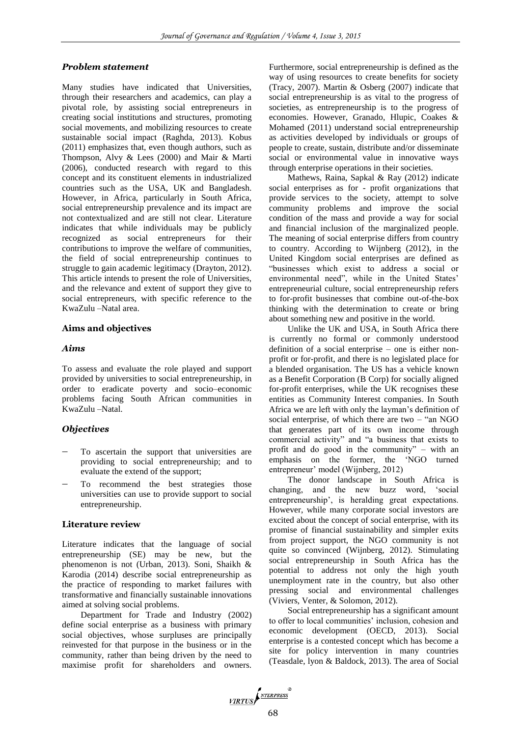### *Problem statement*

Many studies have indicated that Universities, through their researchers and academics, can play a pivotal role, by assisting social entrepreneurs in creating social institutions and structures, promoting social movements, and mobilizing resources to create sustainable social impact (Raghda, 2013). Kobus (2011) emphasizes that, even though authors, such as Thompson, Alvy & Lees (2000) and Mair & Marti (2006), conducted research with regard to this concept and its constituent elements in industrialized countries such as the USA, UK and Bangladesh. However, in Africa, particularly in South Africa, social entrepreneurship prevalence and its impact are not contextualized and are still not clear. Literature indicates that while individuals may be publicly recognized as social entrepreneurs for their contributions to improve the welfare of communities, the field of social entrepreneurship continues to struggle to gain academic legitimacy (Drayton, 2012). This article intends to present the role of Universities, and the relevance and extent of support they give to social entrepreneurs, with specific reference to the KwaZulu –Natal area.

### **Aims and objectives**

### *Aims*

To assess and evaluate the role played and support provided by universities to social entrepreneurship, in order to eradicate poverty and socio–economic problems facing South African communities in KwaZulu –Natal.

### *Objectives*

- To ascertain the support that universities are providing to social entrepreneurship; and to evaluate the extend of the support;
- To recommend the best strategies those universities can use to provide support to social entrepreneurship.

### **Literature review**

Literature indicates that the language of social entrepreneurship (SE) may be new, but the phenomenon is not (Urban, 2013). Soni, Shaikh & Karodia (2014) describe social entrepreneurship as the practice of responding to market failures with transformative and financially sustainable innovations aimed at solving social problems.

Department for Trade and Industry (2002) define social enterprise as a business with primary social objectives, whose surpluses are principally reinvested for that purpose in the business or in the community, rather than being driven by the need to maximise profit for shareholders and owners. Furthermore, social entrepreneurship is defined as the way of using resources to create benefits for society (Tracy, 2007). Martin & Osberg (2007) indicate that social entrepreneurship is as vital to the progress of societies, as entrepreneurship is to the progress of economies. However, Granado, Hlupic, Coakes & Mohamed (2011) understand social entrepreneurship as activities developed by individuals or groups of people to create, sustain, distribute and/or disseminate social or environmental value in innovative ways through enterprise operations in their societies.

Mathews, Raina, Sapkal & Ray (2012) indicate social enterprises as for - profit organizations that provide services to the society, attempt to solve community problems and improve the social condition of the mass and provide a way for social and financial inclusion of the marginalized people. The meaning of social enterprise differs from country to country. According to Wijnberg (2012), in the United Kingdom social enterprises are defined as "businesses which exist to address a social or environmental need", while in the United States' entrepreneurial culture, social entrepreneurship refers to for-profit businesses that combine out-of-the-box thinking with the determination to create or bring about something new and positive in the world.

Unlike the UK and USA, in South Africa there is currently no formal or commonly understood definition of a social enterprise – one is either non-profit or for-profit, and there is no legislated place for a blended organisation. The US has a vehicle known as a Benefit Corporation (B Corp) for socially aligned for-profit enterprises, while the UK recognises these entities as Community Interest companies. In South Africa we are left with only the layman's definition of social enterprise, of which there are two – "an NGO that generates part of its own income through commercial activity" and "a business that exists to profit and do good in the community" – with an emphasis on the former, the 'NGO turned entrepreneur' model (Wijnberg, 2012)

The donor landscape in South Africa is changing, and the new buzz word, 'social entrepreneurship', is heralding great expectations. However, while many corporate social investors are excited about the concept of social enterprise, with its promise of financial sustainability and simpler exits from project support, the NGO community is not quite so convinced (Wijnberg, 2012). Stimulating social entrepreneurship in South Africa has the potential to address not only the high youth unemployment rate in the country, but also other pressing social and environmental challenges (Viviers, Venter, & Solomon, 2012).

Social entrepreneurship has a significant amount to offer to local communities' inclusion, cohesion and economic development (OECD, 2013). Social enterprise is a contested concept which has become a site for policy intervention in many countries (Teasdale, lyon & Baldock, 2013). The area of Social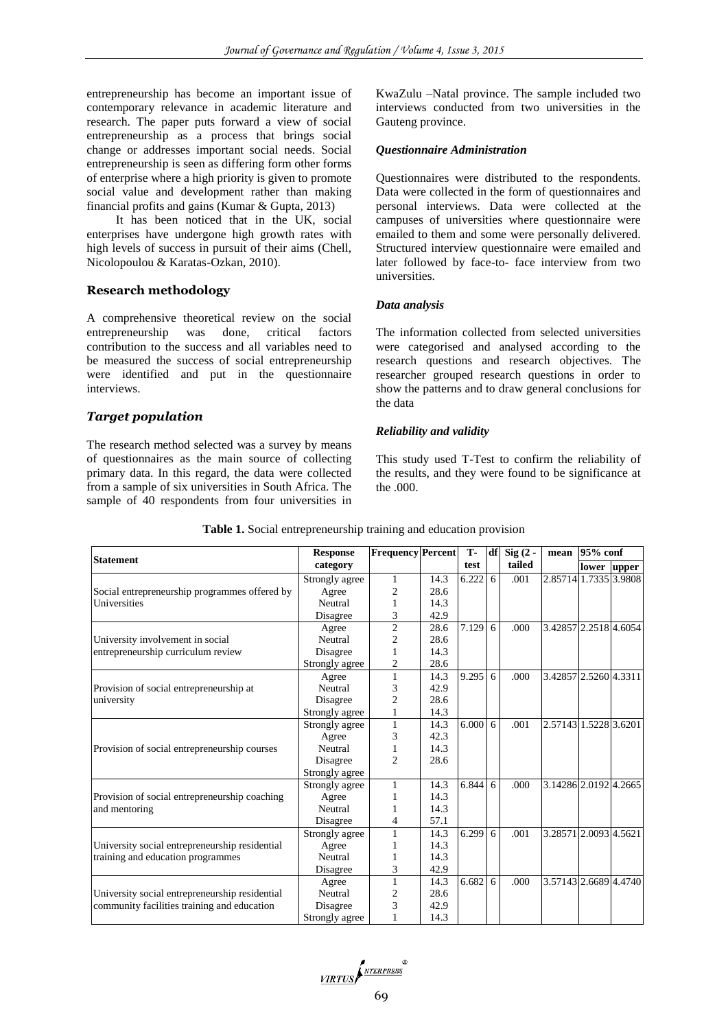entrepreneurship has become an important issue of contemporary relevance in academic literature and research. The paper puts forward a view of social entrepreneurship as a process that brings social change or addresses important social needs. Social entrepreneurship is seen as differing form other forms of enterprise where a high priority is given to promote social value and development rather than making financial profits and gains (Kumar & Gupta, 2013)

It has been noticed that in the UK, social enterprises have undergone high growth rates with high levels of success in pursuit of their aims (Chell, Nicolopoulou & Karatas-Ozkan, 2010).

## Research methodology

A comprehensive theoretical review on the social entrepreneurship was done, critical factors contribution to the success and all variables need to be measured the success of social entrepreneurship were identified and put in the questionnaire interviews.

### *Target population*

The research method selected was a survey by means of questionnaires as the main source of collecting primary data. In this regard, the data were collected from a sample of six universities in South Africa. The sample of 40 respondents from four universities in KwaZulu –Natal province. The sample included two interviews conducted from two universities in the Gauteng province.

#### *Questionnaire Administration*

Questionnaires were distributed to the respondents. Data were collected in the form of questionnaires and personal interviews. Data were collected at the campuses of universities where questionnaire were emailed to them and some were personally delivered. Structured interview questionnaire were emailed and later followed by face-to- face interview from two universities.

#### *Data analysis*

The information collected from selected universities were categorised and analysed according to the research questions and research objectives. The researcher grouped research questions in order to show the patterns and to draw general conclusions for the data

#### *Reliability and validity*

This study used T-Test to confirm the reliability of the results, and they were found to be significance at the .000.

**Table 1.** Social entrepreneurship training and education provision

| Statement | Response category | Frequency | Percent | T-test | df | Sig (2 - tailed | mean | 95% conf lower | upper |
|---|---|---|---|---|---|---|---|---|---|
| Social entrepreneurship programmes offered by Universities | Strongly agree | 1 | 14.3 | 6.222 | 6 | .001 | 2.85714 | 1.7335 | 3.9808 |
| | Agree | 2 | 28.6 | | | | | | |
| | Neutral | 1 | 14.3 | | | | | | |
| | Disagree | 3 | 42.9 | | | | | | |
| University involvement in social entrepreneurship curriculum review | Agree | 2 | 28.6 | 7.129 | 6 | .000 | 3.42857 | 2.2518 | 4.6054 |
| | Neutral | 2 | 28.6 | | | | | | |
| | Disagree | 1 | 14.3 | | | | | | |
| | Strongly agree | 2 | 28.6 | | | | | | |
| Provision of social entrepreneurship at university | Agree | 1 | 14.3 | 9.295 | 6 | .000 | 3.42857 | 2.5260 | 4.3311 |
| | Neutral | 3 | 42.9 | | | | | | |
| | Disagree | 2 | 28.6 | | | | | | |
| | Strongly agree | 1 | 14.3 | | | | | | |
| Provision of social entrepreneurship courses | Strongly agree | 1 | 14.3 | 6.000 | 6 | .001 | 2.57143 | 1.5228 | 3.6201 |
| | Agree | 3 | 42.3 | | | | | | |
| | Neutral | 1 | 14.3 | | | | | | |
| | Disagree | 2 | 28.6 | | | | | | |
| | Strongly agree | | | | | | | | |
| Provision of social entrepreneurship coaching and mentoring | Strongly agree | 1 | 14.3 | 6.844 | 6 | .000 | 3.14286 | 2.0192 | 4.2665 |
| | Agree | 1 | 14.3 | | | | | | |
| | Neutral | 1 | 14.3 | | | | | | |
| | Disagree | 4 | 57.1 | | | | | | |
| University social entrepreneurship residential training and education programmes | Strongly agree | 1 | 14.3 | 6.299 | 6 | .001 | 3.28571 | 2.0093 | 4.5621 |
| | Agree | 1 | 14.3 | | | | | | |
| | Neutral | 1 | 14.3 | | | | | | |
| | Disagree | 3 | 42.9 | | | | | | |
| University social entrepreneurship residential community facilities training and education | Agree | 1 | 14.3 | 6.682 | 6 | .000 | 3.57143 | 2.6689 | 4.4740 |
| | Neutral | 2 | 28.6 | | | | | | |
| | Disagree | 3 | 42.9 | | | | | | |
| | Strongly agree | 1 | 14.3 | | | | | | |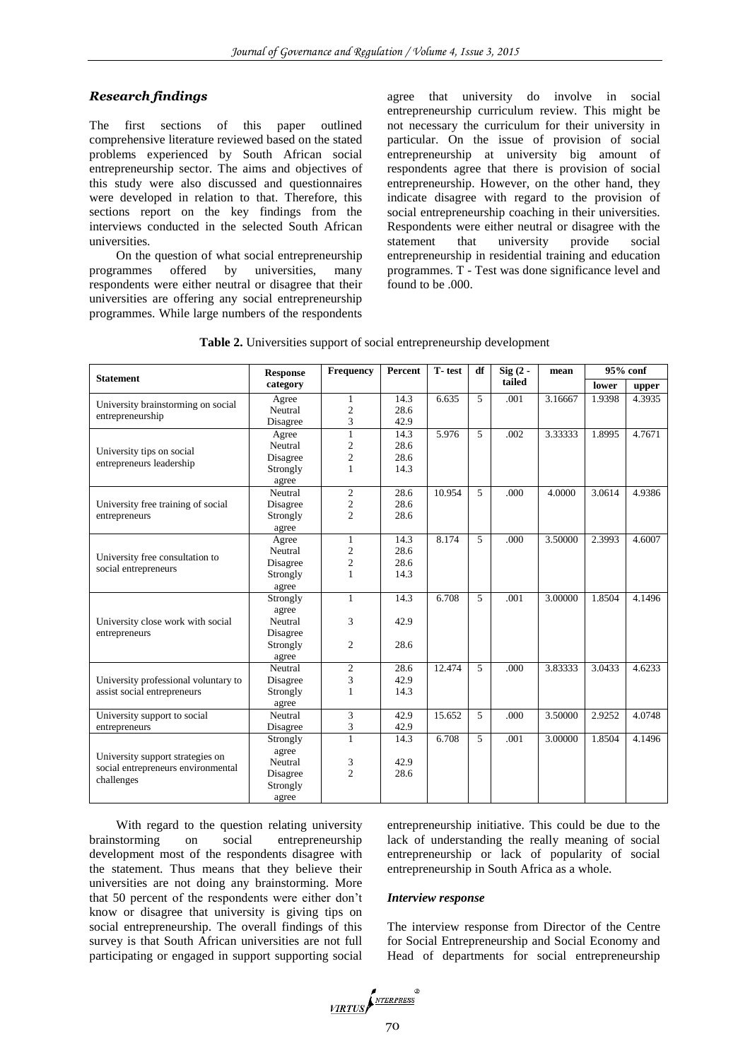### *Research findings*

The first sections of this paper outlined comprehensive literature reviewed based on the stated problems experienced by South African social entrepreneurship sector. The aims and objectives of this study were also discussed and questionnaires were developed in relation to that. Therefore, this sections report on the key findings from the interviews conducted in the selected South African universities.

On the question of what social entrepreneurship programmes offered by universities, many respondents were either neutral or disagree that their universities are offering any social entrepreneurship programmes. While large numbers of the respondents agree that university do involve in social entrepreneurship curriculum review. This might be not necessary the curriculum for their university in particular. On the issue of provision of social entrepreneurship at university big amount of respondents agree that there is provision of social entrepreneurship. However, on the other hand, they indicate disagree with regard to the provision of social entrepreneurship coaching in their universities. Respondents were either neutral or disagree with the statement that university provide social entrepreneurship in residential training and education programmes. T - Test was done significance level and found to be .000.

**Table 2.** Universities support of social entrepreneurship development

| Statement | Response category | Frequency | Percent | T- test | df | Sig (2 - tailed | mean | 95% conf | |
|---|---|---|---|---|---|---|---|---|---|
| | | | | | | | | lower | upper |
| University brainstorming on social entrepreneurship | Agree<br>Neutral<br>Disagree | 1<br>2<br>3 | 14.3<br>28.6<br>42.9 | 6.635 | 5 | .001 | 3.16667 | 1.9398 | 4.3935 |
| University tips on social entrepreneurs leadership | Agree<br>Neutral<br>Disagree<br>Strongly agree | 1<br>2<br>2<br>1 | 14.3<br>28.6<br>28.6<br>14.3 | 5.976 | 5 | .002 | 3.33333 | 1.8995 | 4.7671 |
| University free training of social entrepreneurs | Neutral<br>Disagree<br>Strongly agree | 2<br>2<br>2 | 28.6<br>28.6<br>28.6 | 10.954 | 5 | .000 | 4.0000 | 3.0614 | 4.9386 |
| University free consultation to social entrepreneurs | Agree<br>Neutral<br>Disagree<br>Strongly agree | 1<br>2<br>2<br>1 | 14.3<br>28.6<br>28.6<br>14.3 | 8.174 | 5 | .000 | 3.50000 | 2.3993 | 4.6007 |
| University close work with social entrepreneurs | Strongly agree<br>Neutral<br>Disagree<br>Strongly agree | 1<br>3<br>2 | 14.3<br>42.9<br>28.6 | 6.708 | 5 | .001 | 3.00000 | 1.8504 | 4.1496 |
| University professional voluntary to assist social entrepreneurs | Neutral<br>Disagree<br>Strongly agree | 2<br>3<br>1 | 28.6<br>42.9<br>14.3 | 12.474 | 5 | .000 | 3.83333 | 3.0433 | 4.6233 |
| University support to social entrepreneurs | Neutral<br>Disagree | 3<br>3 | 42.9<br>42.9 | 15.652 | 5 | .000 | 3.50000 | 2.9252 | 4.0748 |
| University support strategies on social entrepreneurs environmental challenges | Strongly agree<br>Neutral<br>Disagree<br>Strongly agree | 1<br>3<br>2 | 14.3<br>42.9<br>28.6 | 6.708 | 5 | .001 | 3.00000 | 1.8504 | 4.1496 |

With regard to the question relating university brainstorming on social entrepreneurship development most of the respondents disagree with the statement. Thus means that they believe their universities are not doing any brainstorming. More that 50 percent of the respondents were either don't know or disagree that university is giving tips on social entrepreneurship. The overall findings of this survey is that South African universities are not full participating or engaged in support supporting social entrepreneurship initiative. This could be due to the lack of understanding the really meaning of social entrepreneurship or lack of popularity of social entrepreneurship in South Africa as a whole.

#### *Interview response*

The interview response from Director of the Centre for Social Entrepreneurship and Social Economy and Head of departments for social entrepreneurship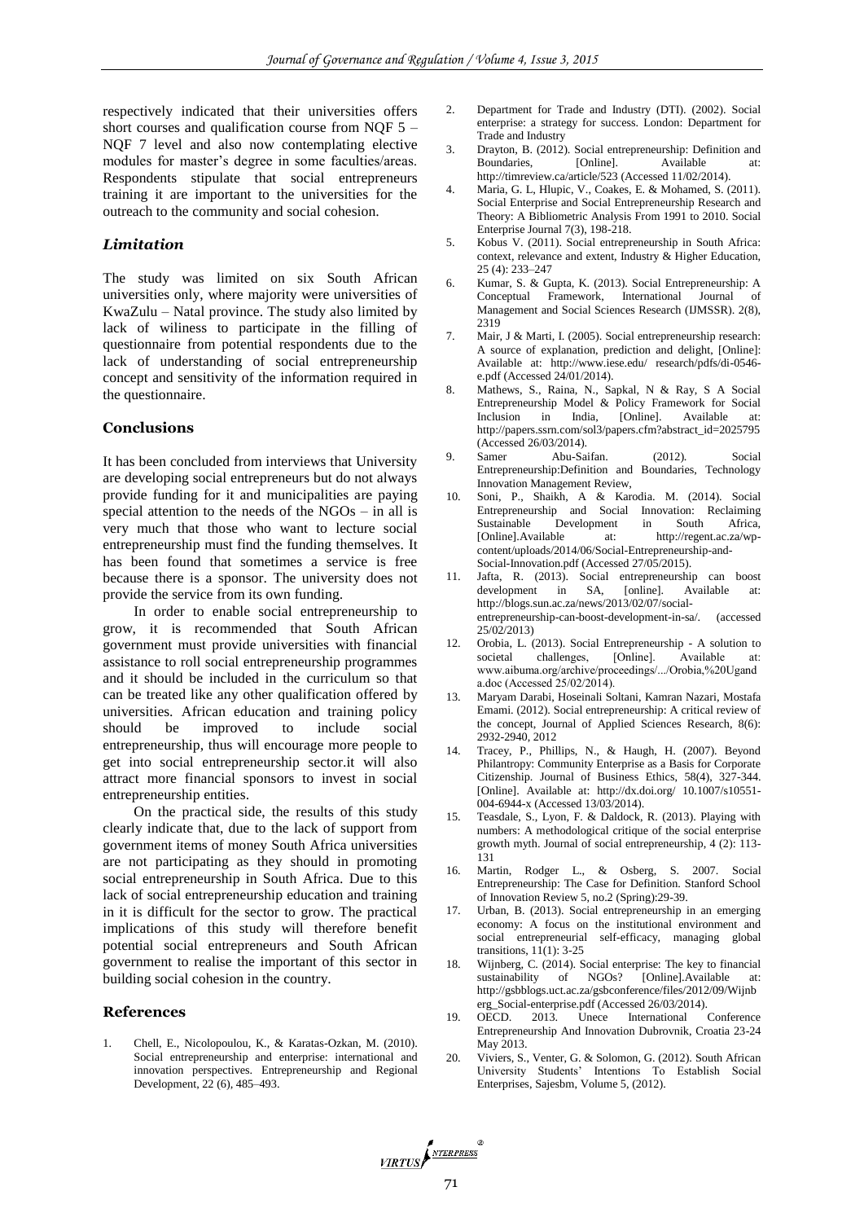respectively indicated that their universities offers short courses and qualification course from NQF 5 – NQF 7 level and also now contemplating elective modules for master's degree in some faculties/areas. Respondents stipulate that social entrepreneurs training it are important to the universities for the outreach to the community and social cohesion.

## *Limitation*

The study was limited on six South African universities only, where majority were universities of KwaZulu – Natal province. The study also limited by lack of wiliness to participate in the filling of questionnaire from potential respondents due to the lack of understanding of social entrepreneurship concept and sensitivity of the information required in the questionnaire.

## Conclusions

It has been concluded from interviews that University are developing social entrepreneurs but do not always provide funding for it and municipalities are paying special attention to the needs of the NGOs – in all is very much that those who want to lecture social entrepreneurship must find the funding themselves. It has been found that sometimes a service is free because there is a sponsor. The university does not provide the service from its own funding.

In order to enable social entrepreneurship to grow, it is recommended that South African government must provide universities with financial assistance to roll social entrepreneurship programmes and it should be included in the curriculum so that can be treated like any other qualification offered by universities. African education and training policy should be improved to include social entrepreneurship, thus will encourage more people to get into social entrepreneurship sector.it will also attract more financial sponsors to invest in social entrepreneurship entities.

On the practical side, the results of this study clearly indicate that, due to the lack of support from government items of money South Africa universities are not participating as they should in promoting social entrepreneurship in South Africa. Due to this lack of social entrepreneurship education and training in it is difficult for the sector to grow. The practical implications of this study will therefore benefit potential social entrepreneurs and South African government to realise the important of this sector in building social cohesion in the country.

## References

1. Chell, E., Nicolopoulou, K., & Karatas-Ozkan, M. (2010). Social entrepreneurship and enterprise: international and innovation perspectives. Entrepreneurship and Regional Development, 22 (6), 485–493.
2. Department for Trade and Industry (DTI). (2002). Social enterprise: a strategy for success. London: Department for Trade and Industry
3. Drayton, B. (2012). Social entrepreneurship: Definition and Boundaries, [Online]. Available at: http://timreview.ca/article/523 (Accessed 11/02/2014).
4. Maria, G. L, Hlupic, V., Coakes, E. & Mohamed, S. (2011). Social Enterprise and Social Entrepreneurship Research and Theory: A Bibliometric Analysis From 1991 to 2010. Social Enterprise Journal 7(3), 198-218.
5. Kobus V. (2011). Social entrepreneurship in South Africa: context, relevance and extent, Industry & Higher Education, 25 (4): 233–247
6. Kumar, S. & Gupta, K. (2013). Social Entrepreneurship: A Conceptual Framework, International Journal of Management and Social Sciences Research (IJMSSR). 2(8), 2319
7. Mair, J & Marti, I. (2005). Social entrepreneurship research: A source of explanation, prediction and delight, [Online]: Available at: http://www.iese.edu/ research/pdfs/di-0546-e.pdf (Accessed 24/01/2014).
8. Mathews, S., Raina, N., Sapkal, N & Ray, S A Social Entrepreneurship Model & Policy Framework for Social Inclusion in India, [Online]. Available at: http://papers.ssrn.com/sol3/papers.cfm?abstract_id=2025795 (Accessed 26/03/2014).
9. Samer Abu-Saifan. (2012). Social Entrepreneurship:Definition and Boundaries, Technology Innovation Management Review,
10. Soni, P., Shaikh, A & Karodia. M. (2014). Social Entrepreneurship and Social Innovation: Reclaiming Sustainable Development in South Africa, [Online].Available at: http://regent.ac.za/wp-content/uploads/2014/06/Social-Entrepreneurship-and-Social-Innovation.pdf (Accessed 27/05/2015).
11. Jafta, R. (2013). Social entrepreneurship can boost development in SA, [online]. Available at: http://blogs.sun.ac.za/news/2013/02/07/social-entrepreneurship-can-boost-development-in-sa/. (accessed 25/02/2013)
12. Orobia, L. (2013). Social Entrepreneurship - A solution to societal challenges, [Online]. Available at: www.aibuma.org/archive/proceedings/.../Orobia,%20Uganda.doc (Accessed 25/02/2014).
13. Maryam Darabi, Hoseinali Soltani, Kamran Nazari, Mostafa Emami. (2012). Social entrepreneurship: A critical review of the concept, Journal of Applied Sciences Research, 8(6): 2932-2940, 2012
14. Tracey, P., Phillips, N., & Haugh, H. (2007). Beyond Philanthropy: Community Enterprise as a Basis for Corporate Citizenship. Journal of Business Ethics, 58(4), 327-344. [Online]. Available at: http://dx.doi.org/ 10.1007/s10551-004-6944-x (Accessed 13/03/2014).
15. Teasdale, S., Lyon, F. & Daldock, R. (2013). Playing with numbers: A methodological critique of the social enterprise growth myth. Journal of social entrepreneurship, 4 (2): 113-131
16. Martin, Rodger L., & Osberg, S. 2007. Social Entrepreneurship: The Case for Definition. Stanford School of Innovation Review 5, no.2 (Spring):29-39.
17. Urban, B. (2013). Social entrepreneurship in an emerging economy: A focus on the institutional environment and social entrepreneurial self-efficacy, managing global transitions, 11(1): 3-25
18. Wijnberg, C. (2014). Social enterprise: The key to financial sustainability of NGOs? [Online].Available at: http://gsbblogs.uct.ac.za/gsbconference/files/2012/09/Wijnberg_Social-enterprise.pdf (Accessed 26/03/2014).
19. OECD. 2013. Unece International Conference Entrepreneurship And Innovation Dubrovnik, Croatia 23-24 May 2013.
20. Viviers, S., Venter, G. & Solomon, G. (2012). South African University Students' Intentions To Establish Social Enterprises, Sajesbm, Volume 5, (2012).